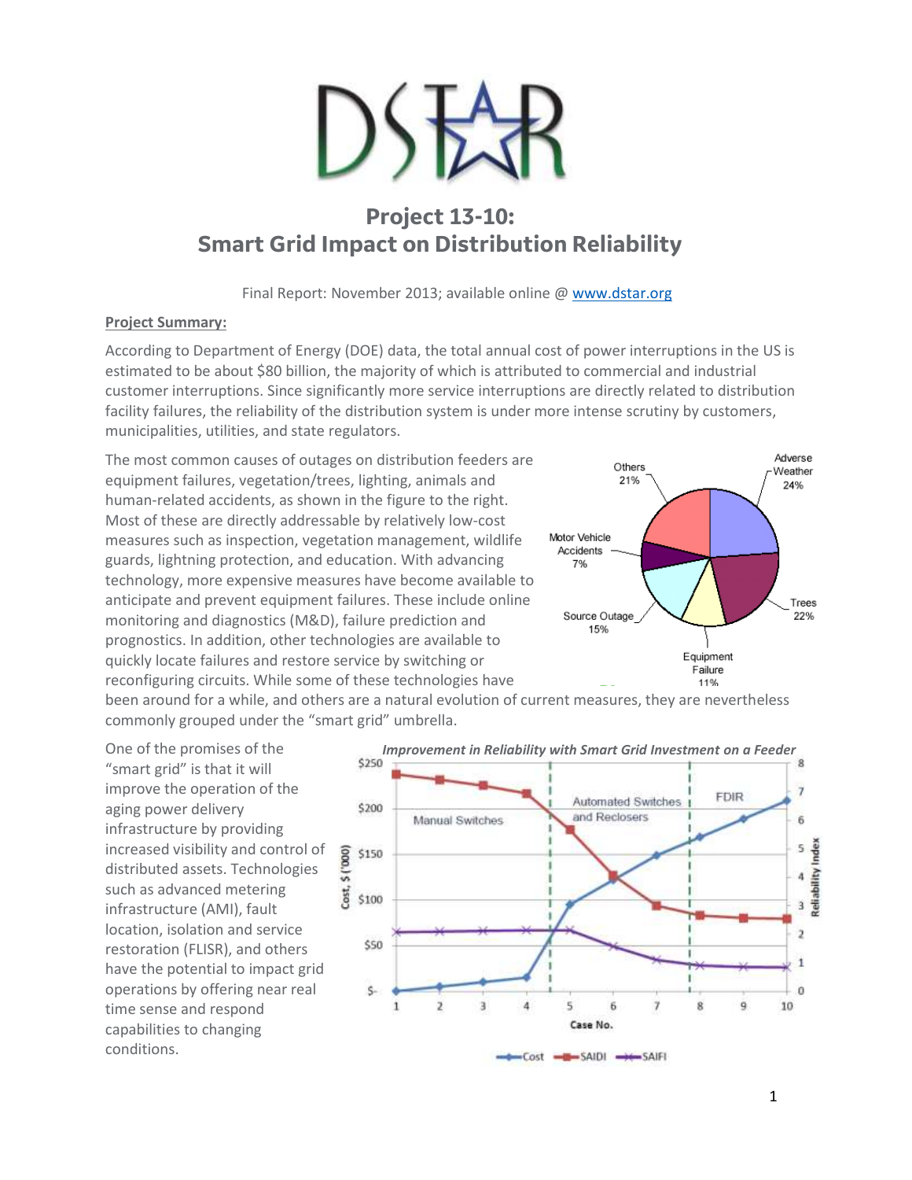# Project 13-10: Smart Grid Impact on Distribution Reliability

Final Report: November 2013; available online @ www.dstar.org

**Project Summary:**

According to Department of Energy (DOE) data, the total annual cost of power interruptions in the US is estimated to be about $80 billion, the majority of which is attributed to commercial and industrial customer interruptions. Since significantly more service interruptions are directly related to distribution facility failures, the reliability of the distribution system is under more intense scrutiny by customers, municipalities, utilities, and state regulators.

The most common causes of outages on distribution feeders are equipment failures, vegetation/trees, lighting, animals and human-related accidents, as shown in the figure to the right. Most of these are directly addressable by relatively low-cost measures such as inspection, vegetation management, wildlife guards, lightning protection, and education. With advancing technology, more expensive measures have become available to anticipate and prevent equipment failures. These include online monitoring and diagnostics (M&D), failure prediction and prognostics. In addition, other technologies are available to quickly locate failures and restore service by switching or reconfiguring circuits. While some of these technologies have been around for a while, and others are a natural evolution of current measures, they are nevertheless commonly grouped under the "smart grid" umbrella.

One of the promises of the "smart grid" is that it will improve the operation of the aging power delivery infrastructure by providing increased visibility and control of distributed assets. Technologies such as advanced metering infrastructure (AMI), fault location, isolation and service restoration (FLISR), and others have the potential to impact grid operations by offering near real time sense and respond capabilities to changing conditions.

*Improvement in Reliability with Smart Grid Investment on a Feeder*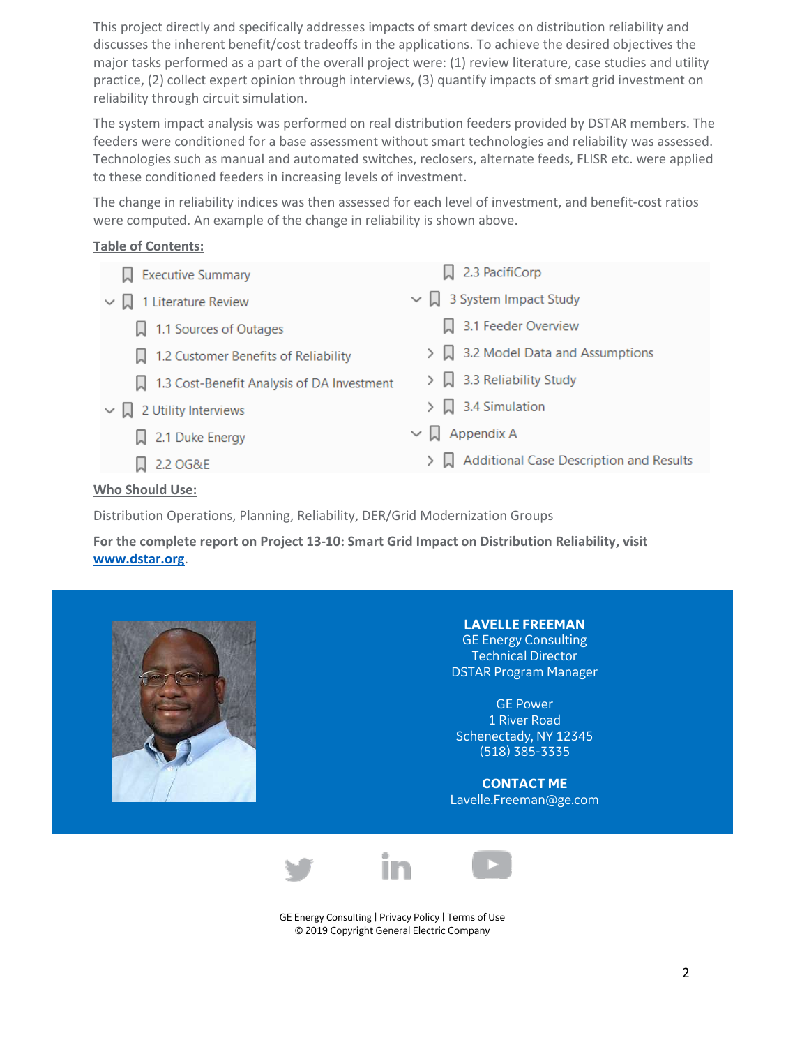This project directly and specifically addresses impacts of smart devices on distribution reliability and discusses the inherent benefit/cost tradeoffs in the applications. To achieve the desired objectives the major tasks performed as a part of the overall project were: (1) review literature, case studies and utility practice, (2) collect expert opinion through interviews, (3) quantify impacts of smart grid investment on reliability through circuit simulation.

The system impact analysis was performed on real distribution feeders provided by DSTAR members. The feeders were conditioned for a base assessment without smart technologies and reliability was assessed. Technologies such as manual and automated switches, reclosers, alternate feeds, FLISR etc. were applied to these conditioned feeders in increasing levels of investment.

The change in reliability indices was then assessed for each level of investment, and benefit-cost ratios were computed. An example of the change in reliability is shown above.

**Table of Contents:**

- Executive Summary
- 1 Literature Review
  - 1.1 Sources of Outages
  - 1.2 Customer Benefits of Reliability
  - 1.3 Cost-Benefit Analysis of DA Investment
- 2 Utility Interviews
  - 2.1 Duke Energy
  - 2.2 OG&E
  - 2.3 PacifiCorp
- 3 System Impact Study
  - 3.1 Feeder Overview
  - 3.2 Model Data and Assumptions
  - 3.3 Reliability Study
  - 3.4 Simulation
- Appendix A
  - Additional Case Description and Results

**Who Should Use:**

Distribution Operations, Planning, Reliability, DER/Grid Modernization Groups

**For the complete report on Project 13-10: Smart Grid Impact on Distribution Reliability, visit [www.dstar.org](http://www.dstar.org).**

**LAVELLE FREEMAN**
GE Energy Consulting
Technical Director
DSTAR Program Manager

GE Power
1 River Road
Schenectady, NY 12345
(518) 385-3335

**CONTACT ME**
Lavelle.Freeman@ge.com

GE Energy Consulting | Privacy Policy | Terms of Use
© 2019 Copyright General Electric Company